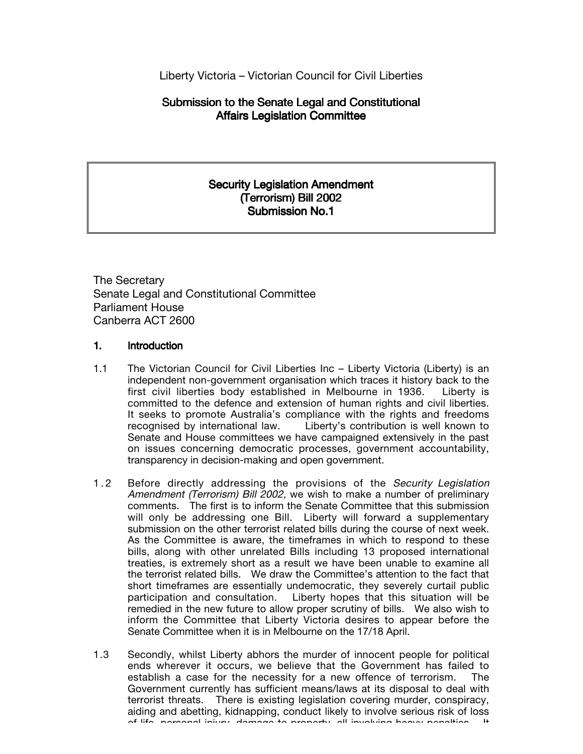Liberty Victoria – Victorian Council for Civil Liberties

**Submission to the Senate Legal and Constitutional Affairs Legislation Committee**

**Security Legislation Amendment (Terrorism) Bill 2002**
**Submission No.1**

The Secretary
Senate Legal and Constitutional Committee
Parliament House
Canberra ACT 2600

## 1. Introduction

1.1 The Victorian Council for Civil Liberties Inc – Liberty Victoria (Liberty) is an independent non-government organisation which traces it history back to the first civil liberties body established in Melbourne in 1936. Liberty is committed to the defence and extension of human rights and civil liberties. It seeks to promote Australia's compliance with the rights and freedoms recognised by international law. Liberty's contribution is well known to Senate and House committees we have campaigned extensively in the past on issues concerning democratic processes, government accountability, transparency in decision-making and open government.

1.2 Before directly addressing the provisions of the *Security Legislation Amendment (Terrorism) Bill 2002,* we wish to make a number of preliminary comments. The first is to inform the Senate Committee that this submission will only be addressing one Bill. Liberty will forward a supplementary submission on the other terrorist related bills during the course of next week. As the Committee is aware, the timeframes in which to respond to these bills, along with other unrelated Bills including 13 proposed international treaties, is extremely short as a result we have been unable to examine all the terrorist related bills. We draw the Committee's attention to the fact that short timeframes are essentially undemocratic, they severely curtail public participation and consultation. Liberty hopes that this situation will be remedied in the new future to allow proper scrutiny of bills. We also wish to inform the Committee that Liberty Victoria desires to appear before the Senate Committee when it is in Melbourne on the 17/18 April.

1.3 Secondly, whilst Liberty abhors the murder of innocent people for political ends wherever it occurs, we believe that the Government has failed to establish a case for the necessity for a new offence of terrorism. The Government currently has sufficient means/laws at its disposal to deal with terrorist threats. There is existing legislation covering murder, conspiracy, aiding and abetting, kidnapping, conduct likely to involve serious risk of loss of life, personal injury, damage to property, all involving heavy penalties. It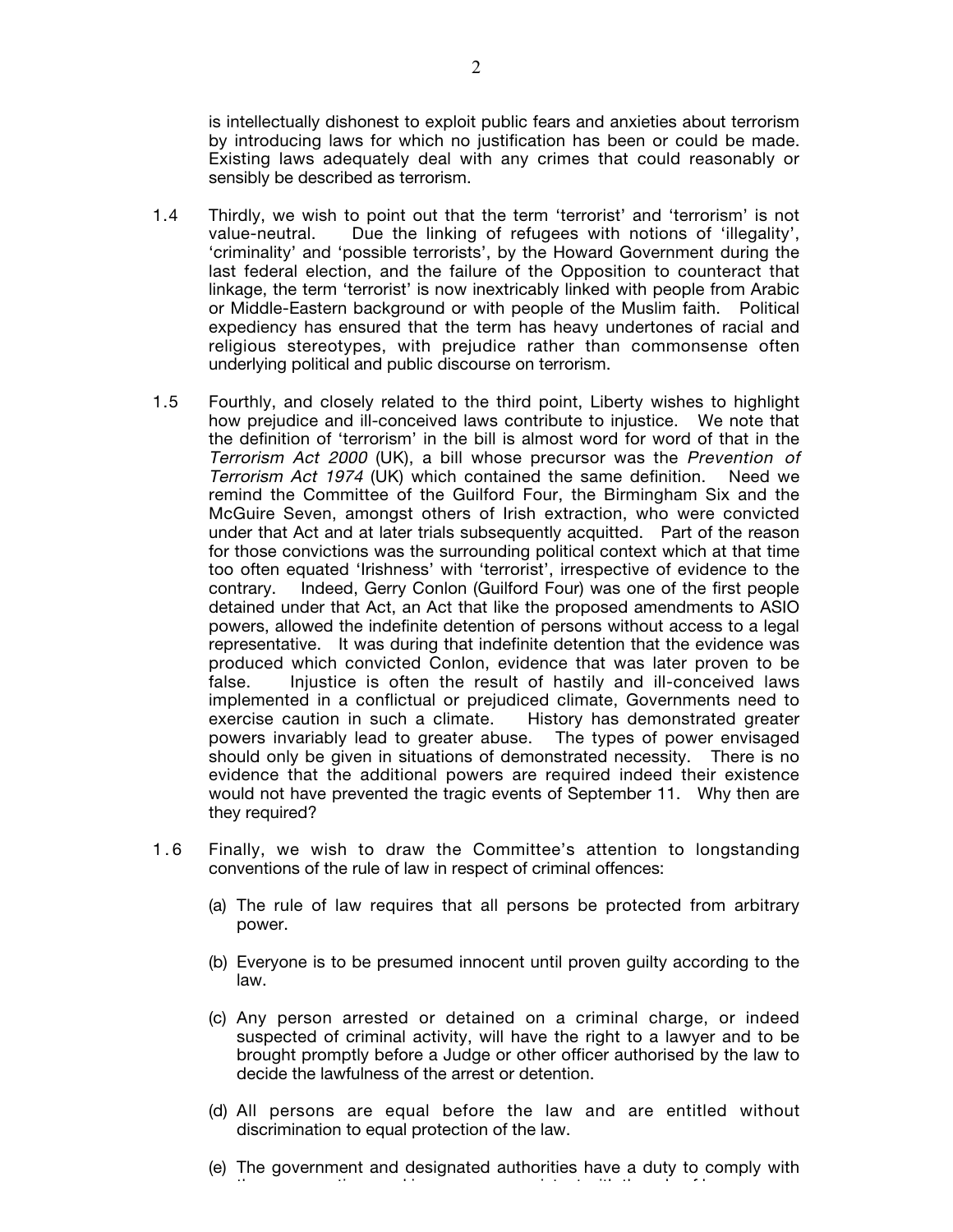is intellectually dishonest to exploit public fears and anxieties about terrorism by introducing laws for which no justification has been or could be made. Existing laws adequately deal with any crimes that could reasonably or sensibly be described as terrorism.

1.4 Thirdly, we wish to point out that the term 'terrorist' and 'terrorism' is not value-neutral. Due the linking of refugees with notions of 'illegality', 'criminality' and 'possible terrorists', by the Howard Government during the last federal election, and the failure of the Opposition to counteract that linkage, the term 'terrorist' is now inextricably linked with people from Arabic or Middle-Eastern background or with people of the Muslim faith. Political expediency has ensured that the term has heavy undertones of racial and religious stereotypes, with prejudice rather than commonsense often underlying political and public discourse on terrorism.

1.5 Fourthly, and closely related to the third point, Liberty wishes to highlight how prejudice and ill-conceived laws contribute to injustice. We note that the definition of 'terrorism' in the bill is almost word for word of that in the *Terrorism Act 2000* (UK), a bill whose precursor was the *Prevention of Terrorism Act 1974* (UK) which contained the same definition. Need we remind the Committee of the Guilford Four, the Birmingham Six and the McGuire Seven, amongst others of Irish extraction, who were convicted under that Act and at later trials subsequently acquitted. Part of the reason for those convictions was the surrounding political context which at that time too often equated 'Irishness' with 'terrorist', irrespective of evidence to the contrary. Indeed, Gerry Conlon (Guilford Four) was one of the first people detained under that Act, an Act that like the proposed amendments to ASIO powers, allowed the indefinite detention of persons without access to a legal representative. It was during that indefinite detention that the evidence was produced which convicted Conlon, evidence that was later proven to be false. Injustice is often the result of hastily and ill-conceived laws implemented in a conflictual or prejudiced climate, Governments need to exercise caution in such a climate. History has demonstrated greater powers invariably lead to greater abuse. The types of power envisaged should only be given in situations of demonstrated necessity. There is no evidence that the additional powers are required indeed their existence would not have prevented the tragic events of September 11. Why then are they required?

1.6 Finally, we wish to draw the Committee's attention to longstanding conventions of the rule of law in respect of criminal offences:

(a) The rule of law requires that all persons be protected from arbitrary power.

(b) Everyone is to be presumed innocent until proven guilty according to the law.

(c) Any person arrested or detained on a criminal charge, or indeed suspected of criminal activity, will have the right to a lawyer and to be brought promptly before a Judge or other officer authorised by the law to decide the lawfulness of the arrest or detention.

(d) All persons are equal before the law and are entitled without discrimination to equal protection of the law.

(e) The government and designated authorities have a duty to comply with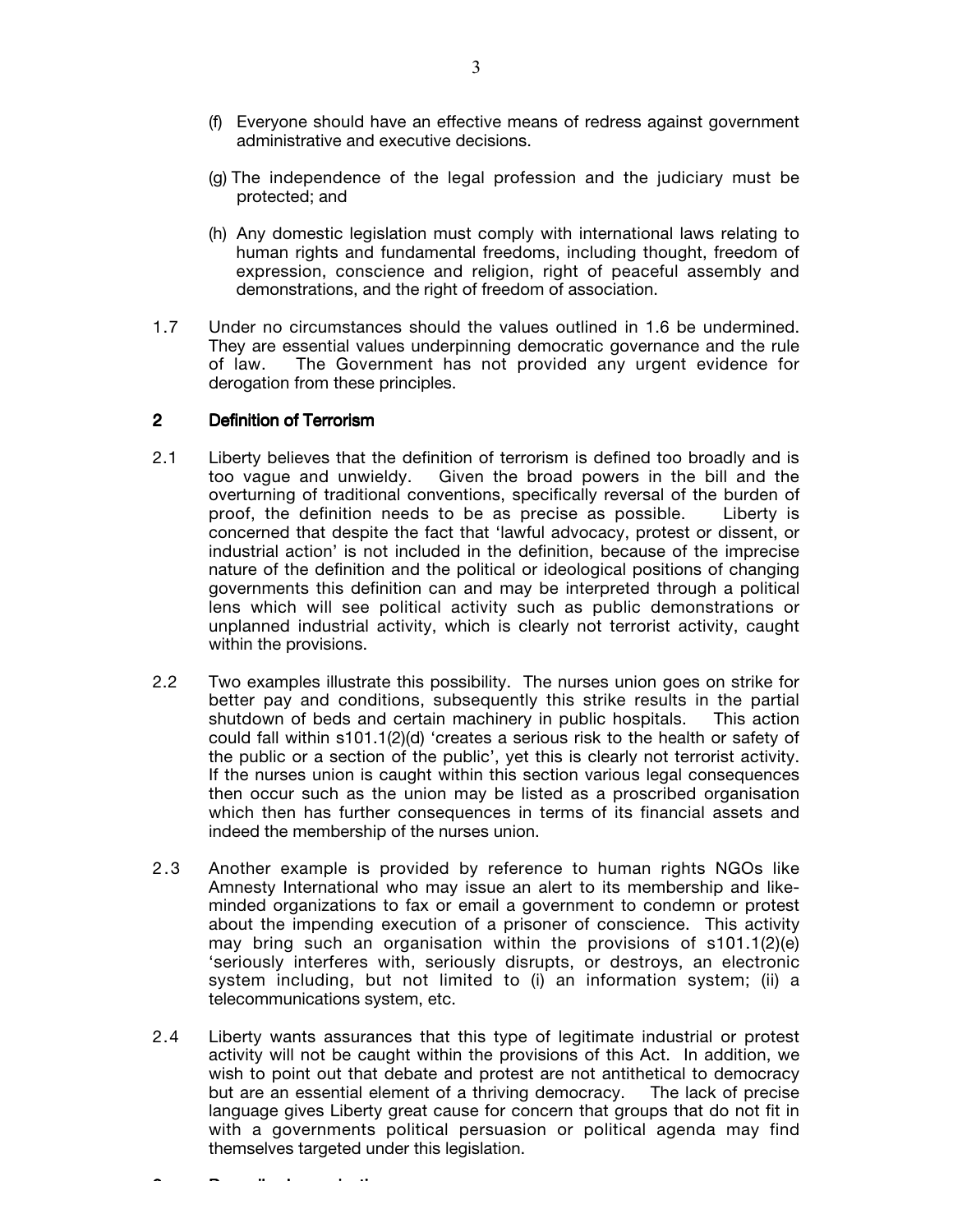(f) Everyone should have an effective means of redress against government administrative and executive decisions.

(g) The independence of the legal profession and the judiciary must be protected; and

(h) Any domestic legislation must comply with international laws relating to human rights and fundamental freedoms, including thought, freedom of expression, conscience and religion, right of peaceful assembly and demonstrations, and the right of freedom of association.

1.7 Under no circumstances should the values outlined in 1.6 be undermined. They are essential values underpinning democratic governance and the rule of law. The Government has not provided any urgent evidence for derogation from these principles.

## 2 Definition of Terrorism

2.1 Liberty believes that the definition of terrorism is defined too broadly and is too vague and unwieldy. Given the broad powers in the bill and the overturning of traditional conventions, specifically reversal of the burden of proof, the definition needs to be as precise as possible. Liberty is concerned that despite the fact that 'lawful advocacy, protest or dissent, or industrial action' is not included in the definition, because of the imprecise nature of the definition and the political or ideological positions of changing governments this definition can and may be interpreted through a political lens which will see political activity such as public demonstrations or unplanned industrial activity, which is clearly not terrorist activity, caught within the provisions.

2.2 Two examples illustrate this possibility. The nurses union goes on strike for better pay and conditions, subsequently this strike results in the partial shutdown of beds and certain machinery in public hospitals. This action could fall within s101.1(2)(d) 'creates a serious risk to the health or safety of the public or a section of the public', yet this is clearly not terrorist activity. If the nurses union is caught within this section various legal consequences then occur such as the union may be listed as a proscribed organisation which then has further consequences in terms of its financial assets and indeed the membership of the nurses union.

2.3 Another example is provided by reference to human rights NGOs like Amnesty International who may issue an alert to its membership and like-minded organizations to fax or email a government to condemn or protest about the impending execution of a prisoner of conscience. This activity may bring such an organisation within the provisions of s101.1(2)(e) 'seriously interferes with, seriously disrupts, or destroys, an electronic system including, but not limited to (i) an information system; (ii) a telecommunications system, etc.

2.4 Liberty wants assurances that this type of legitimate industrial or protest activity will not be caught within the provisions of this Act. In addition, we wish to point out that debate and protest are not antithetical to democracy but are an essential element of a thriving democracy. The lack of precise language gives Liberty great cause for concern that groups that do not fit in with a governments political persuasion or political agenda may find themselves targeted under this legislation.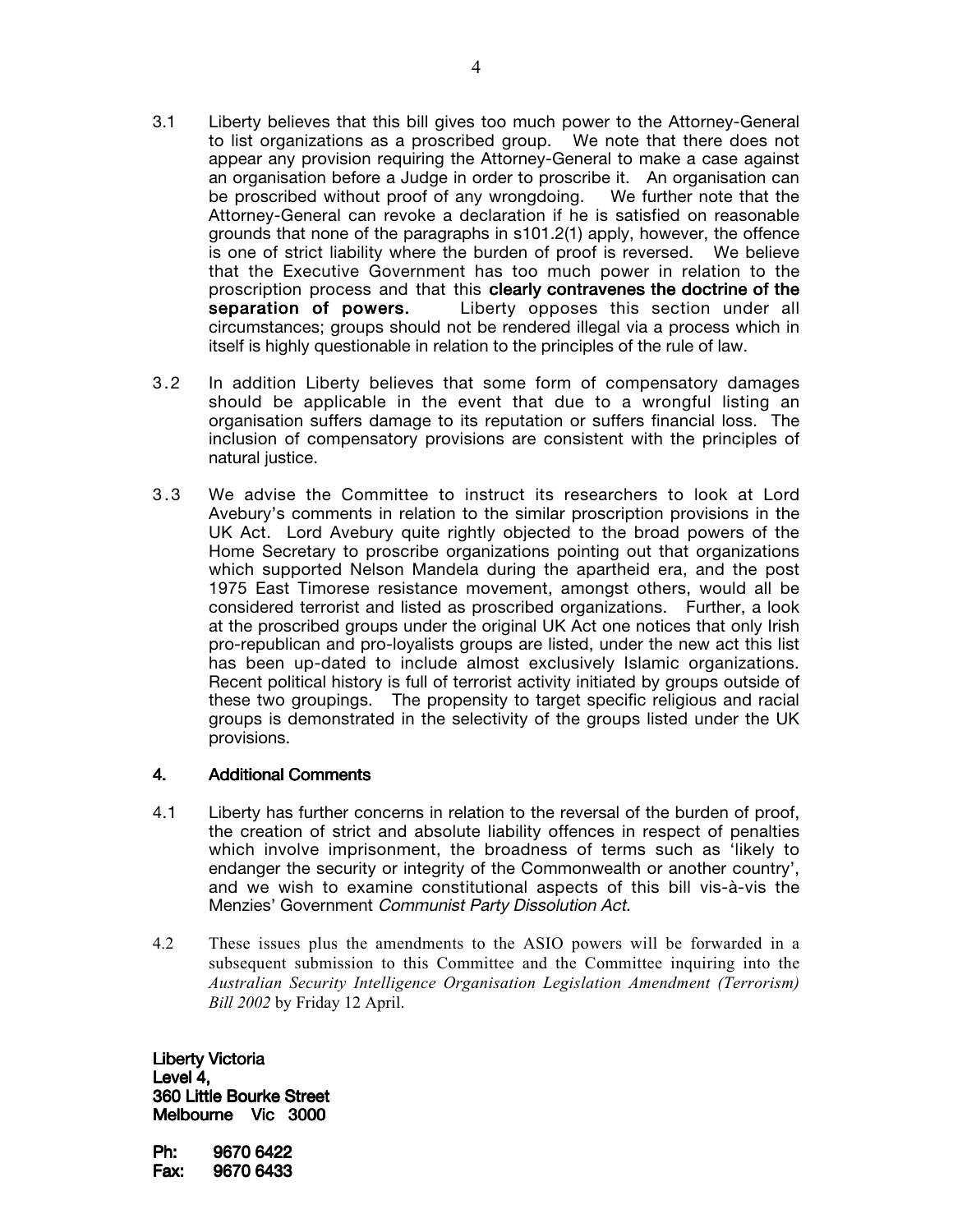3.1 Liberty believes that this bill gives too much power to the Attorney-General to list organizations as a proscribed group. We note that there does not appear any provision requiring the Attorney-General to make a case against an organisation before a Judge in order to proscribe it. An organisation can be proscribed without proof of any wrongdoing. We further note that the Attorney-General can revoke a declaration if he is satisfied on reasonable grounds that none of the paragraphs in s101.2(1) apply, however, the offence is one of strict liability where the burden of proof is reversed. We believe that the Executive Government has too much power in relation to the proscription process and that this **clearly contravenes the doctrine of the separation of powers.** Liberty opposes this section under all circumstances; groups should not be rendered illegal via a process which in itself is highly questionable in relation to the principles of the rule of law.

3.2 In addition Liberty believes that some form of compensatory damages should be applicable in the event that due to a wrongful listing an organisation suffers damage to its reputation or suffers financial loss. The inclusion of compensatory provisions are consistent with the principles of natural justice.

3.3 We advise the Committee to instruct its researchers to look at Lord Avebury's comments in relation to the similar proscription provisions in the UK Act. Lord Avebury quite rightly objected to the broad powers of the Home Secretary to proscribe organizations pointing out that organizations which supported Nelson Mandela during the apartheid era, and the post 1975 East Timorese resistance movement, amongst others, would all be considered terrorist and listed as proscribed organizations. Further, a look at the proscribed groups under the original UK Act one notices that only Irish pro-republican and pro-loyalists groups are listed, under the new act this list has been up-dated to include almost exclusively Islamic organizations. Recent political history is full of terrorist activity initiated by groups outside of these two groupings. The propensity to target specific religious and racial groups is demonstrated in the selectivity of the groups listed under the UK provisions.

## 4. Additional Comments

4.1 Liberty has further concerns in relation to the reversal of the burden of proof, the creation of strict and absolute liability offences in respect of penalties which involve imprisonment, the broadness of terms such as 'likely to endanger the security or integrity of the Commonwealth or another country', and we wish to examine constitutional aspects of this bill vis-à-vis the Menzies' Government *Communist Party Dissolution Act.*

4.2 These issues plus the amendments to the ASIO powers will be forwarded in a subsequent submission to this Committee and the Committee inquiring into the *Australian Security Intelligence Organisation Legislation Amendment (Terrorism) Bill 2002* by Friday 12 April.

**Liberty Victoria**
**Level 4,**
**360 Little Bourke Street**
**Melbourne Vic 3000**

**Ph: 9670 6422**
**Fax: 9670 6433**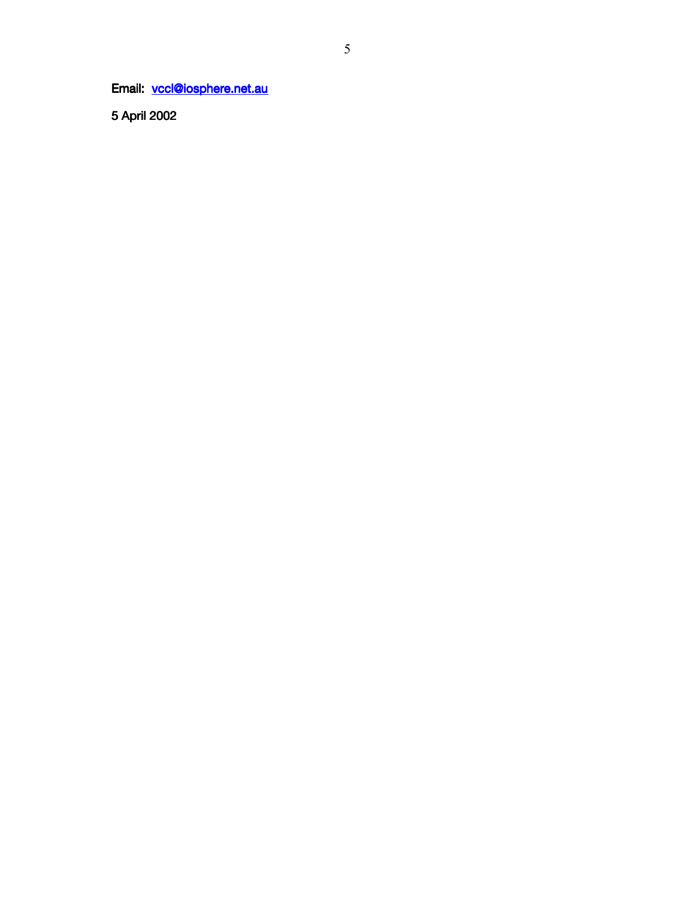**Email:** [vccl@iosphere.net.au](mailto:vccl@iosphere.net.au)

**5 April 2002**